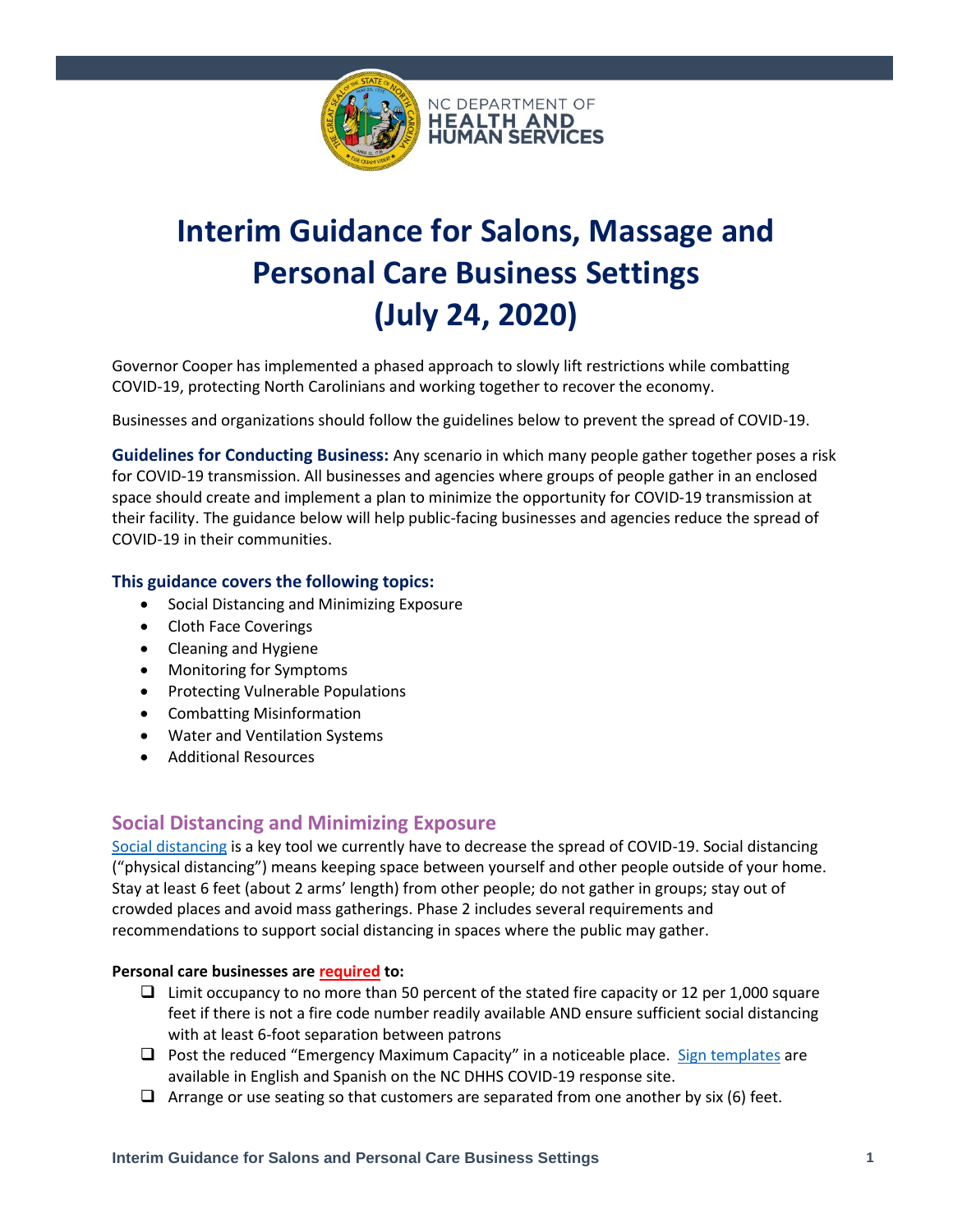NC DEPARTMENT OF HEALTH AND HUMAN SERVICES

# Interim Guidance for Salons, Massage and Personal Care Business Settings (July 24, 2020)

Governor Cooper has implemented a phased approach to slowly lift restrictions while combatting COVID-19, protecting North Carolinians and working together to recover the economy.

Businesses and organizations should follow the guidelines below to prevent the spread of COVID-19.

**Guidelines for Conducting Business:** Any scenario in which many people gather together poses a risk for COVID-19 transmission. All businesses and agencies where groups of people gather in an enclosed space should create and implement a plan to minimize the opportunity for COVID-19 transmission at their facility. The guidance below will help public-facing businesses and agencies reduce the spread of COVID-19 in their communities.

### This guidance covers the following topics:

- Social Distancing and Minimizing Exposure
- Cloth Face Coverings
- Cleaning and Hygiene
- Monitoring for Symptoms
- Protecting Vulnerable Populations
- Combatting Misinformation
- Water and Ventilation Systems
- Additional Resources

## Social Distancing and Minimizing Exposure

Social distancing is a key tool we currently have to decrease the spread of COVID-19. Social distancing ("physical distancing") means keeping space between yourself and other people outside of your home. Stay at least 6 feet (about 2 arms' length) from other people; do not gather in groups; stay out of crowded places and avoid mass gatherings. Phase 2 includes several requirements and recommendations to support social distancing in spaces where the public may gather.

**Personal care businesses are required to:**

- ❑ Limit occupancy to no more than 50 percent of the stated fire capacity or 12 per 1,000 square feet if there is not a fire code number readily available AND ensure sufficient social distancing with at least 6-foot separation between patrons
- ❑ Post the reduced "Emergency Maximum Capacity" in a noticeable place. Sign templates are available in English and Spanish on the NC DHHS COVID-19 response site.
- ❑ Arrange or use seating so that customers are separated from one another by six (6) feet.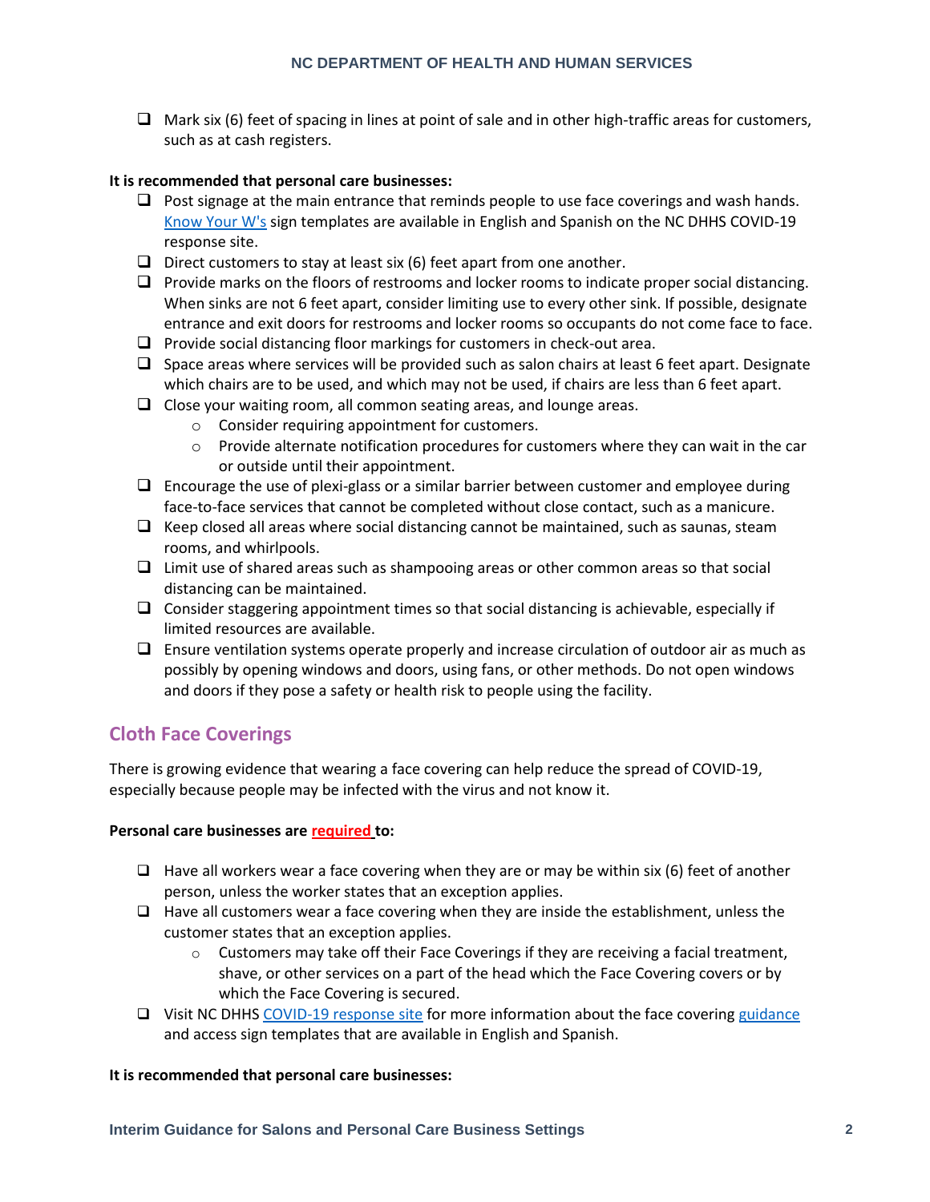- ☐ Mark six (6) feet of spacing in lines at point of sale and in other high-traffic areas for customers, such as at cash registers.

**It is recommended that personal care businesses:**

- ☐ Post signage at the main entrance that reminds people to use face coverings and wash hands. Know Your W's sign templates are available in English and Spanish on the NC DHHS COVID-19 response site.
- ☐ Direct customers to stay at least six (6) feet apart from one another.
- ☐ Provide marks on the floors of restrooms and locker rooms to indicate proper social distancing. When sinks are not 6 feet apart, consider limiting use to every other sink. If possible, designate entrance and exit doors for restrooms and locker rooms so occupants do not come face to face.
- ☐ Provide social distancing floor markings for customers in check-out area.
- ☐ Space areas where services will be provided such as salon chairs at least 6 feet apart. Designate which chairs are to be used, and which may not be used, if chairs are less than 6 feet apart.
- ☐ Close your waiting room, all common seating areas, and lounge areas.
  - Consider requiring appointment for customers.
  - Provide alternate notification procedures for customers where they can wait in the car or outside until their appointment.
- ☐ Encourage the use of plexi-glass or a similar barrier between customer and employee during face-to-face services that cannot be completed without close contact, such as a manicure.
- ☐ Keep closed all areas where social distancing cannot be maintained, such as saunas, steam rooms, and whirlpools.
- ☐ Limit use of shared areas such as shampooing areas or other common areas so that social distancing can be maintained.
- ☐ Consider staggering appointment times so that social distancing is achievable, especially if limited resources are available.
- ☐ Ensure ventilation systems operate properly and increase circulation of outdoor air as much as possibly by opening windows and doors, using fans, or other methods. Do not open windows and doors if they pose a safety or health risk to people using the facility.

## Cloth Face Coverings

There is growing evidence that wearing a face covering can help reduce the spread of COVID-19, especially because people may be infected with the virus and not know it.

**Personal care businesses are required to:**

- ☐ Have all workers wear a face covering when they are or may be within six (6) feet of another person, unless the worker states that an exception applies.
- ☐ Have all customers wear a face covering when they are inside the establishment, unless the customer states that an exception applies.
  - Customers may take off their Face Coverings if they are receiving a facial treatment, shave, or other services on a part of the head which the Face Covering covers or by which the Face Covering is secured.
- ☐ Visit NC DHHS COVID-19 response site for more information about the face covering guidance and access sign templates that are available in English and Spanish.

**It is recommended that personal care businesses:**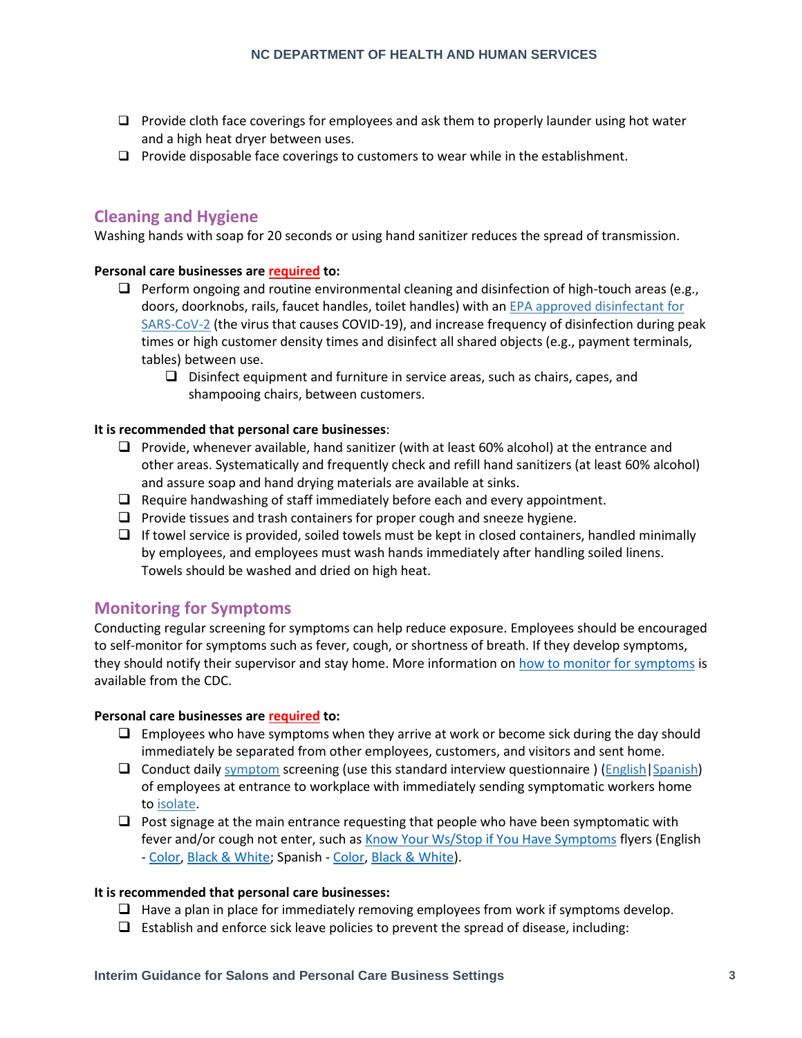- ❑ Provide cloth face coverings for employees and ask them to properly launder using hot water and a high heat dryer between uses.
- ❑ Provide disposable face coverings to customers to wear while in the establishment.

## Cleaning and Hygiene

Washing hands with soap for 20 seconds or using hand sanitizer reduces the spread of transmission.

**Personal care businesses are required to:**

- ❑ Perform ongoing and routine environmental cleaning and disinfection of high-touch areas (e.g., doors, doorknobs, rails, faucet handles, toilet handles) with an EPA approved disinfectant for SARS-CoV-2 (the virus that causes COVID-19), and increase frequency of disinfection during peak times or high customer density times and disinfect all shared objects (e.g., payment terminals, tables) between use.
  - ❑ Disinfect equipment and furniture in service areas, such as chairs, capes, and shampooing chairs, between customers.

**It is recommended that personal care businesses**:

- ❑ Provide, whenever available, hand sanitizer (with at least 60% alcohol) at the entrance and other areas. Systematically and frequently check and refill hand sanitizers (at least 60% alcohol) and assure soap and hand drying materials are available at sinks.
- ❑ Require handwashing of staff immediately before each and every appointment.
- ❑ Provide tissues and trash containers for proper cough and sneeze hygiene.
- ❑ If towel service is provided, soiled towels must be kept in closed containers, handled minimally by employees, and employees must wash hands immediately after handling soiled linens. Towels should be washed and dried on high heat.

## Monitoring for Symptoms

Conducting regular screening for symptoms can help reduce exposure. Employees should be encouraged to self-monitor for symptoms such as fever, cough, or shortness of breath. If they develop symptoms, they should notify their supervisor and stay home. More information on how to monitor for symptoms is available from the CDC.

**Personal care businesses are required to:**

- ❑ Employees who have symptoms when they arrive at work or become sick during the day should immediately be separated from other employees, customers, and visitors and sent home.
- ❑ Conduct daily symptom screening (use this standard interview questionnaire ) (English|Spanish) of employees at entrance to workplace with immediately sending symptomatic workers home to isolate.
- ❑ Post signage at the main entrance requesting that people who have been symptomatic with fever and/or cough not enter, such as Know Your Ws/Stop if You Have Symptoms flyers (English - Color, Black & White; Spanish - Color, Black & White).

**It is recommended that personal care businesses:**

- ❑ Have a plan in place for immediately removing employees from work if symptoms develop.
- ❑ Establish and enforce sick leave policies to prevent the spread of disease, including: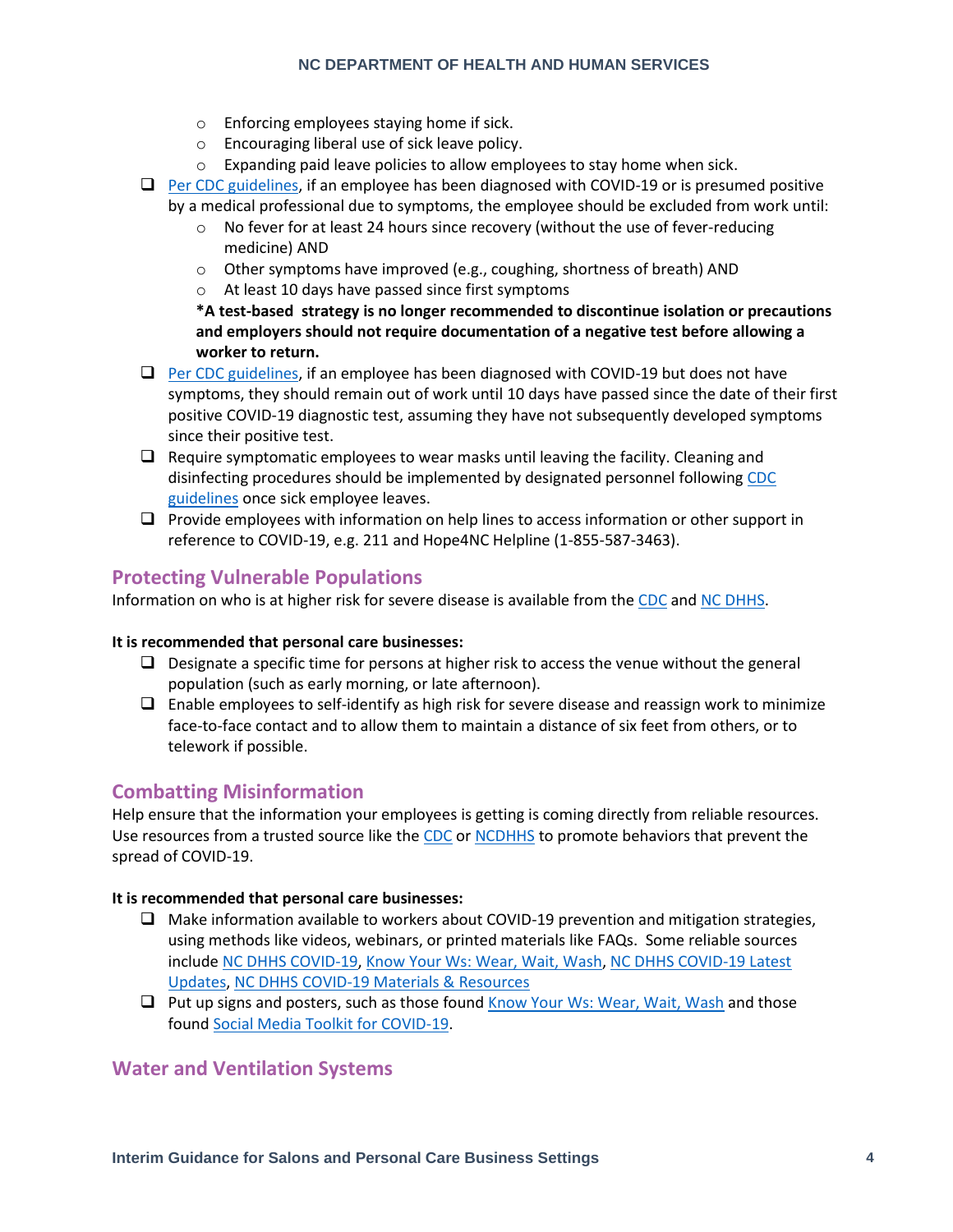- Enforcing employees staying home if sick.
  - Encouraging liberal use of sick leave policy.
  - Expanding paid leave policies to allow employees to stay home when sick.
- [ ] Per CDC guidelines, if an employee has been diagnosed with COVID-19 or is presumed positive by a medical professional due to symptoms, the employee should be excluded from work until:
  - No fever for at least 24 hours since recovery (without the use of fever-reducing medicine) AND
  - Other symptoms have improved (e.g., coughing, shortness of breath) AND
  - At least 10 days have passed since first symptoms

  **\*A test-based strategy is no longer recommended to discontinue isolation or precautions and employers should not require documentation of a negative test before allowing a worker to return.**
- [ ] Per CDC guidelines, if an employee has been diagnosed with COVID-19 but does not have symptoms, they should remain out of work until 10 days have passed since the date of their first positive COVID-19 diagnostic test, assuming they have not subsequently developed symptoms since their positive test.
- [ ] Require symptomatic employees to wear masks until leaving the facility. Cleaning and disinfecting procedures should be implemented by designated personnel following CDC guidelines once sick employee leaves.
- [ ] Provide employees with information on help lines to access information or other support in reference to COVID-19, e.g. 211 and Hope4NC Helpline (1-855-587-3463).

## Protecting Vulnerable Populations

Information on who is at higher risk for severe disease is available from the CDC and NC DHHS.

**It is recommended that personal care businesses:**

- [ ] Designate a specific time for persons at higher risk to access the venue without the general population (such as early morning, or late afternoon).
- [ ] Enable employees to self-identify as high risk for severe disease and reassign work to minimize face-to-face contact and to allow them to maintain a distance of six feet from others, or to telework if possible.

## Combatting Misinformation

Help ensure that the information your employees is getting is coming directly from reliable resources. Use resources from a trusted source like the CDC or NCDHHS to promote behaviors that prevent the spread of COVID-19.

**It is recommended that personal care businesses:**

- [ ] Make information available to workers about COVID-19 prevention and mitigation strategies, using methods like videos, webinars, or printed materials like FAQs. Some reliable sources include NC DHHS COVID-19, Know Your Ws: Wear, Wait, Wash, NC DHHS COVID-19 Latest Updates, NC DHHS COVID-19 Materials & Resources
- [ ] Put up signs and posters, such as those found Know Your Ws: Wear, Wait, Wash and those found Social Media Toolkit for COVID-19.

## Water and Ventilation Systems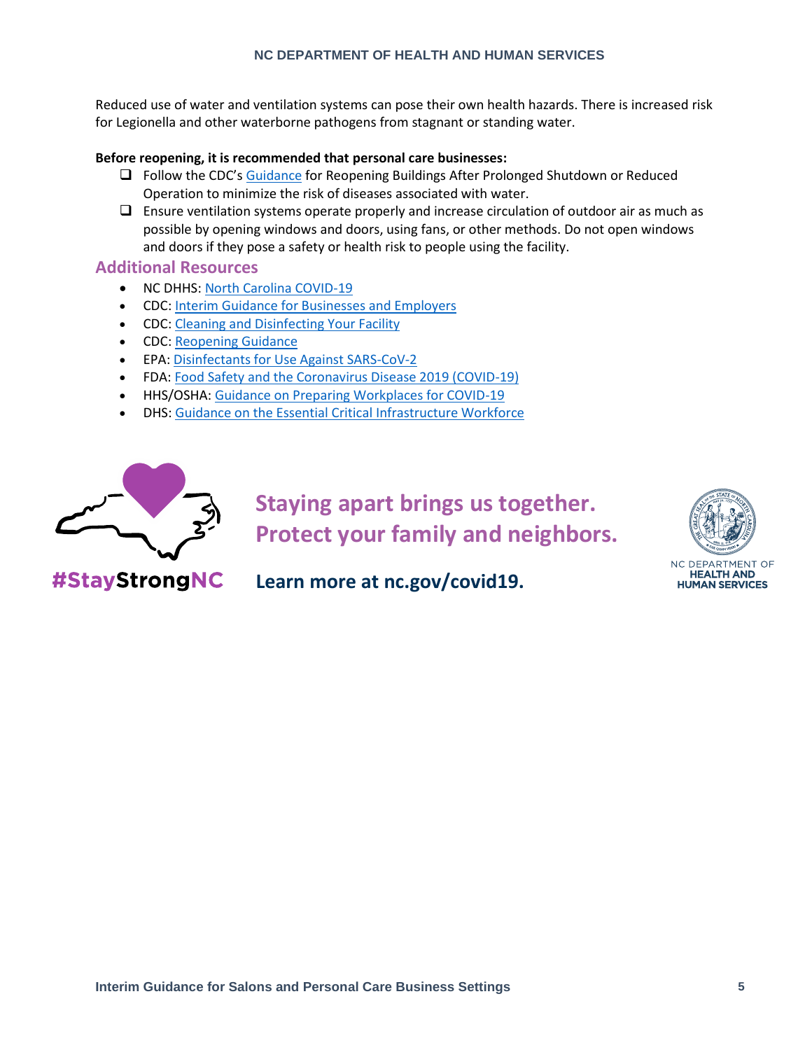Reduced use of water and ventilation systems can pose their own health hazards. There is increased risk for Legionella and other waterborne pathogens from stagnant or standing water.

**Before reopening, it is recommended that personal care businesses:**

- ❑ Follow the CDC's Guidance for Reopening Buildings After Prolonged Shutdown or Reduced Operation to minimize the risk of diseases associated with water.
- ❑ Ensure ventilation systems operate properly and increase circulation of outdoor air as much as possible by opening windows and doors, using fans, or other methods. Do not open windows and doors if they pose a safety or health risk to people using the facility.

## Additional Resources

- NC DHHS: North Carolina COVID-19
- CDC: Interim Guidance for Businesses and Employers
- CDC: Cleaning and Disinfecting Your Facility
- CDC: Reopening Guidance
- EPA: Disinfectants for Use Against SARS-CoV-2
- FDA: Food Safety and the Coronavirus Disease 2019 (COVID-19)
- HHS/OSHA: Guidance on Preparing Workplaces for COVID-19
- DHS: Guidance on the Essential Critical Infrastructure Workforce

#StayStrongNC

**Staying apart brings us together.**
**Protect your family and neighbors.**

**Learn more at nc.gov/covid19.**

NC DEPARTMENT OF **HEALTH AND HUMAN SERVICES**